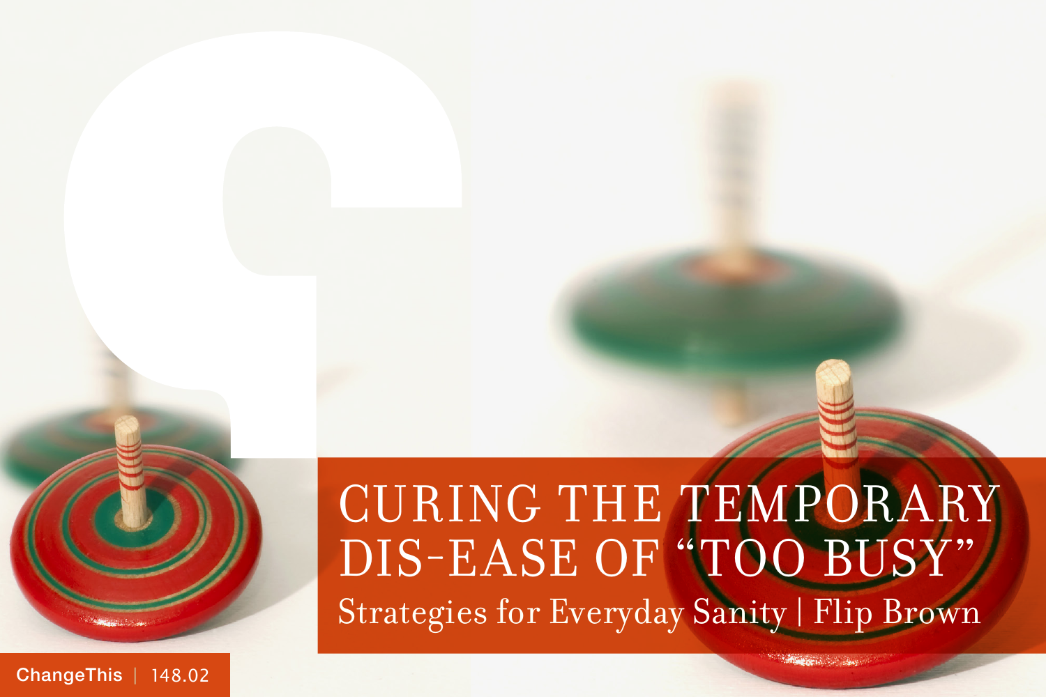# CURING THE TEMPORARY DIS-EASE OF "TOO BUSY"

Strategies for Everyday Sanity | Flip Brown

ChangeThis | 148.02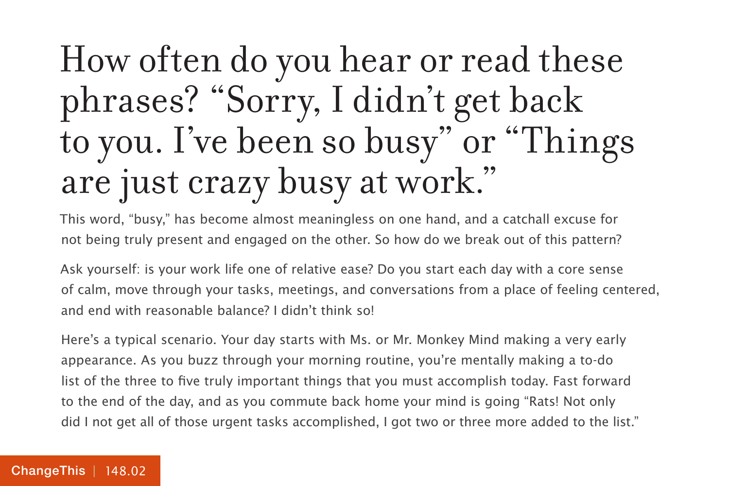# How often do you hear or read these phrases? "Sorry, I didn't get back to you. I've been so busy" or "Things are just crazy busy at work."

This word, "busy," has become almost meaningless on one hand, and a catchall excuse for not being truly present and engaged on the other. So how do we break out of this pattern?

Ask yourself: is your work life one of relative ease? Do you start each day with a core sense of calm, move through your tasks, meetings, and conversations from a place of feeling centered, and end with reasonable balance? I didn't think so!

Here's a typical scenario. Your day starts with Ms. or Mr. Monkey Mind making a very early appearance. As you buzz through your morning routine, you're mentally making a to-do list of the three to five truly important things that you must accomplish today. Fast forward to the end of the day, and as you commute back home your mind is going "Rats! Not only did I not get all of those urgent tasks accomplished, I got two or three more added to the list."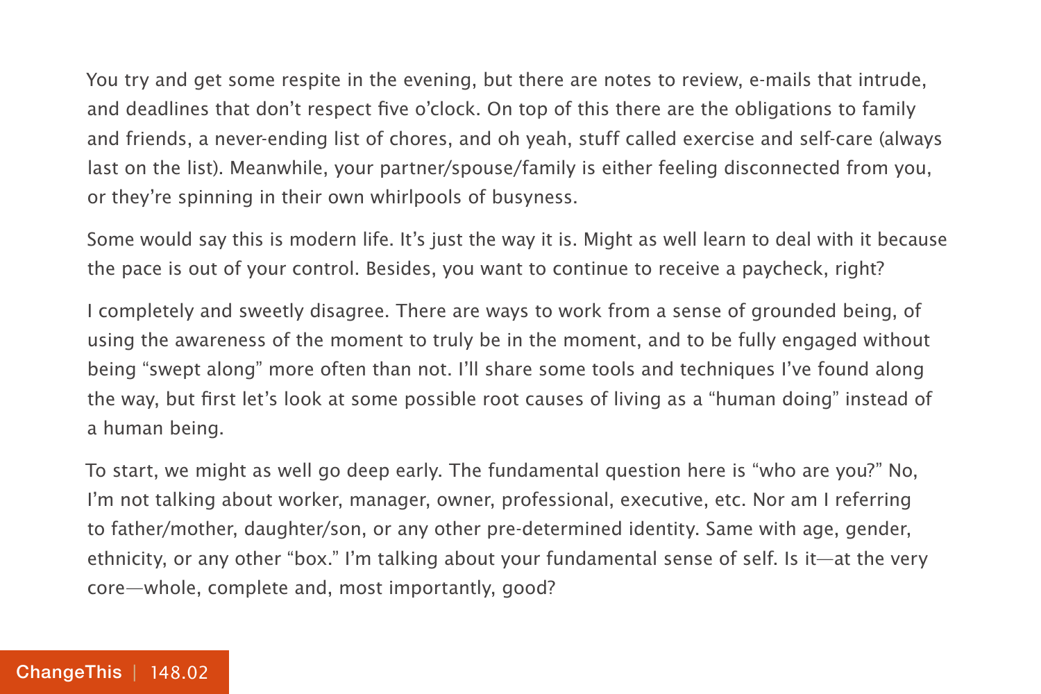You try and get some respite in the evening, but there are notes to review, e-mails that intrude, and deadlines that don't respect five o'clock. On top of this there are the obligations to family and friends, a never-ending list of chores, and oh yeah, stuff called exercise and self-care (always last on the list). Meanwhile, your partner/spouse/family is either feeling disconnected from you, or they're spinning in their own whirlpools of busyness.

Some would say this is modern life. It's just the way it is. Might as well learn to deal with it because the pace is out of your control. Besides, you want to continue to receive a paycheck, right?

I completely and sweetly disagree. There are ways to work from a sense of grounded being, of using the awareness of the moment to truly be in the moment, and to be fully engaged without being "swept along" more often than not. I'll share some tools and techniques I've found along the way, but first let's look at some possible root causes of living as a "human doing" instead of a human being.

To start, we might as well go deep early. The fundamental question here is "who are you?" No, I'm not talking about worker, manager, owner, professional, executive, etc. Nor am I referring to father/mother, daughter/son, or any other pre-determined identity. Same with age, gender, ethnicity, or any other "box." I'm talking about your fundamental sense of self. Is it—at the very core—whole, complete and, most importantly, good?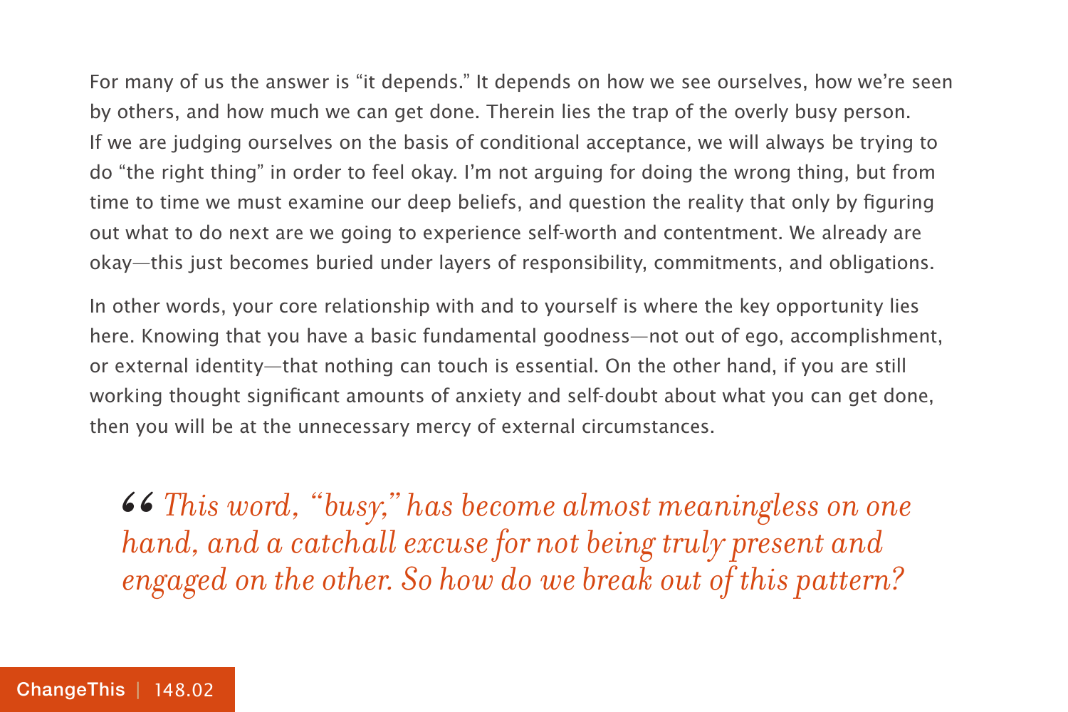For many of us the answer is "it depends." It depends on how we see ourselves, how we're seen by others, and how much we can get done. Therein lies the trap of the overly busy person. If we are judging ourselves on the basis of conditional acceptance, we will always be trying to do "the right thing" in order to feel okay. I'm not arguing for doing the wrong thing, but from time to time we must examine our deep beliefs, and question the reality that only by figuring out what to do next are we going to experience self-worth and contentment. We already are okay—this just becomes buried under layers of responsibility, commitments, and obligations.

In other words, your core relationship with and to yourself is where the key opportunity lies here. Knowing that you have a basic fundamental goodness—not out of ego, accomplishment, or external identity—that nothing can touch is essential. On the other hand, if you are still working thought significant amounts of anxiety and self-doubt about what you can get done, then you will be at the unnecessary mercy of external circumstances.

> *"This word, "busy," has become almost meaningless on one hand, and a catchall excuse for not being truly present and engaged on the other. So how do we break out of this pattern?*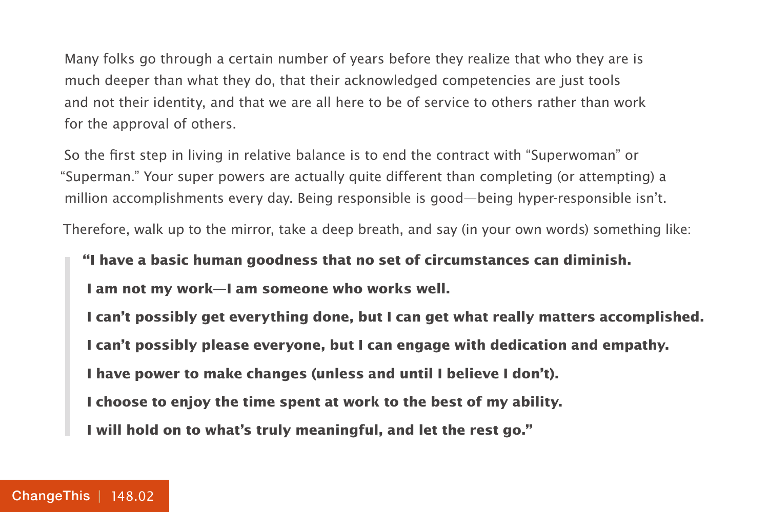Many folks go through a certain number of years before they realize that who they are is much deeper than what they do, that their acknowledged competencies are just tools and not their identity, and that we are all here to be of service to others rather than work for the approval of others.

So the first step in living in relative balance is to end the contract with "Superwoman" or "Superman." Your super powers are actually quite different than completing (or attempting) a million accomplishments every day. Being responsible is good—being hyper-responsible isn't.

Therefore, walk up to the mirror, take a deep breath, and say (in your own words) something like:

> **"I have a basic human goodness that no set of circumstances can diminish.**
>
> **I am not my work—I am someone who works well.**
>
> **I can't possibly get everything done, but I can get what really matters accomplished.**
>
> **I can't possibly please everyone, but I can engage with dedication and empathy.**
>
> **I have power to make changes (unless and until I believe I don't).**
>
> **I choose to enjoy the time spent at work to the best of my ability.**
>
> **I will hold on to what's truly meaningful, and let the rest go."**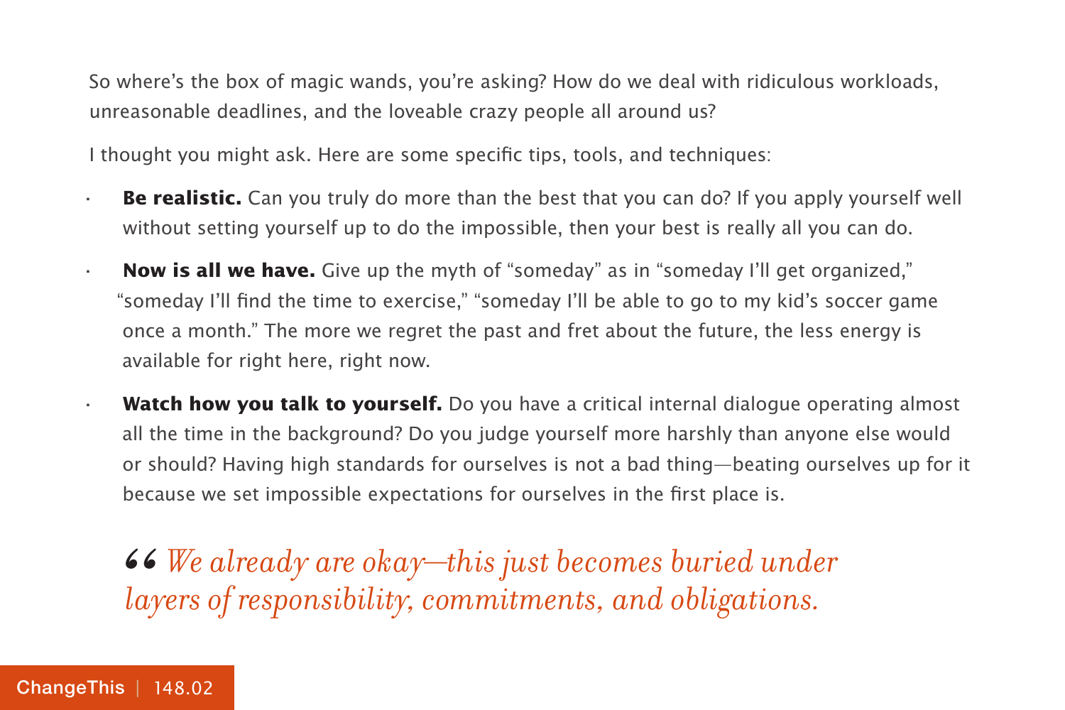So where's the box of magic wands, you're asking? How do we deal with ridiculous workloads, unreasonable deadlines, and the loveable crazy people all around us?

I thought you might ask. Here are some specific tips, tools, and techniques:

- **Be realistic.** Can you truly do more than the best that you can do? If you apply yourself well without setting yourself up to do the impossible, then your best is really all you can do.
- **Now is all we have.** Give up the myth of "someday" as in "someday I'll get organized," "someday I'll find the time to exercise," "someday I'll be able to go to my kid's soccer game once a month." The more we regret the past and fret about the future, the less energy is available for right here, right now.
- **Watch how you talk to yourself.** Do you have a critical internal dialogue operating almost all the time in the background? Do you judge yourself more harshly than anyone else would or should? Having high standards for ourselves is not a bad thing—beating ourselves up for it because we set impossible expectations for ourselves in the first place is.

> *"We already are okay—this just becomes buried under layers of responsibility, commitments, and obligations.*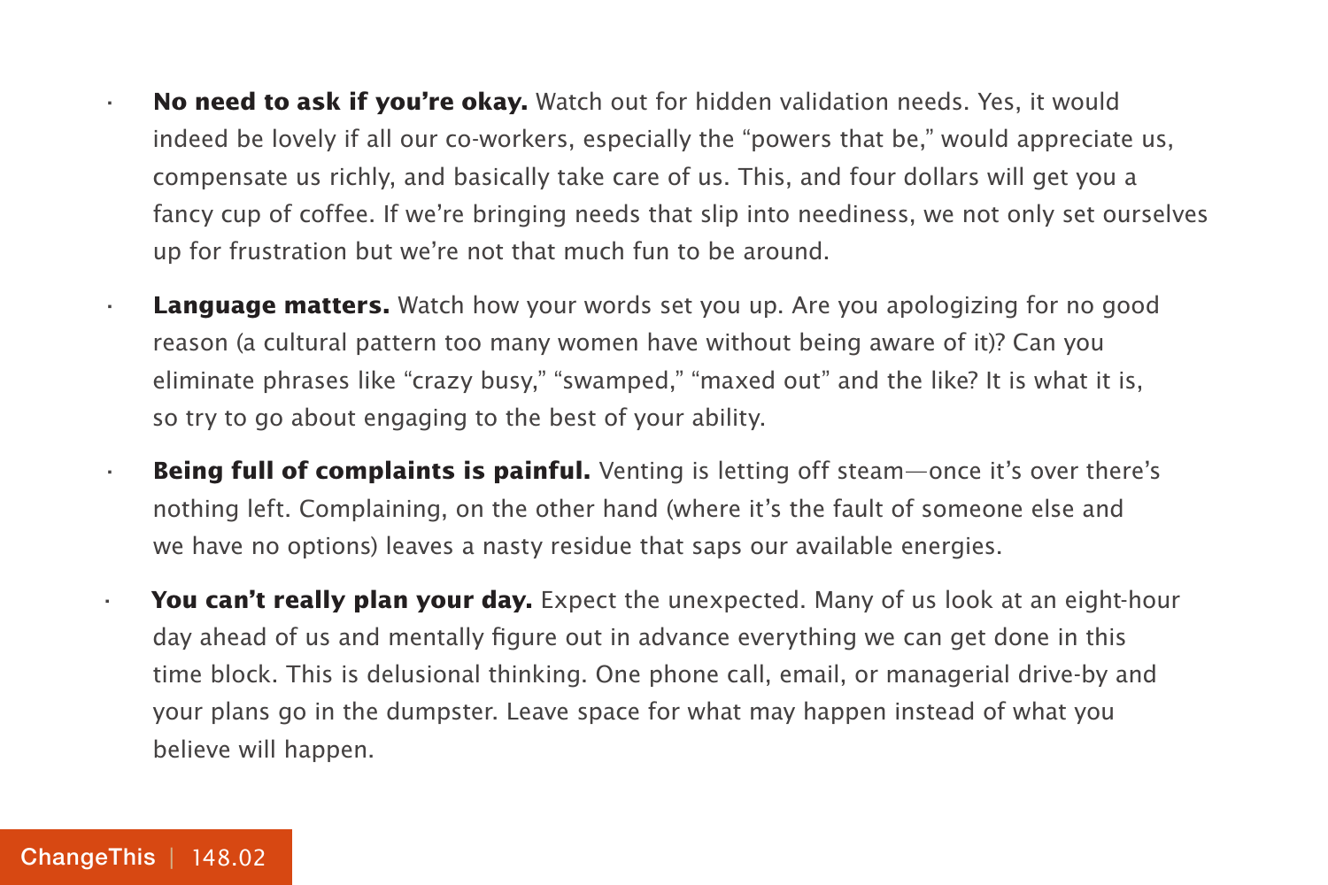- **No need to ask if you're okay.** Watch out for hidden validation needs. Yes, it would indeed be lovely if all our co-workers, especially the "powers that be," would appreciate us, compensate us richly, and basically take care of us. This, and four dollars will get you a fancy cup of coffee. If we're bringing needs that slip into neediness, we not only set ourselves up for frustration but we're not that much fun to be around.

- **Language matters.** Watch how your words set you up. Are you apologizing for no good reason (a cultural pattern too many women have without being aware of it)? Can you eliminate phrases like "crazy busy," "swamped," "maxed out" and the like? It is what it is, so try to go about engaging to the best of your ability.

- **Being full of complaints is painful.** Venting is letting off steam—once it's over there's nothing left. Complaining, on the other hand (where it's the fault of someone else and we have no options) leaves a nasty residue that saps our available energies.

- **You can't really plan your day.** Expect the unexpected. Many of us look at an eight-hour day ahead of us and mentally figure out in advance everything we can get done in this time block. This is delusional thinking. One phone call, email, or managerial drive-by and your plans go in the dumpster. Leave space for what may happen instead of what you believe will happen.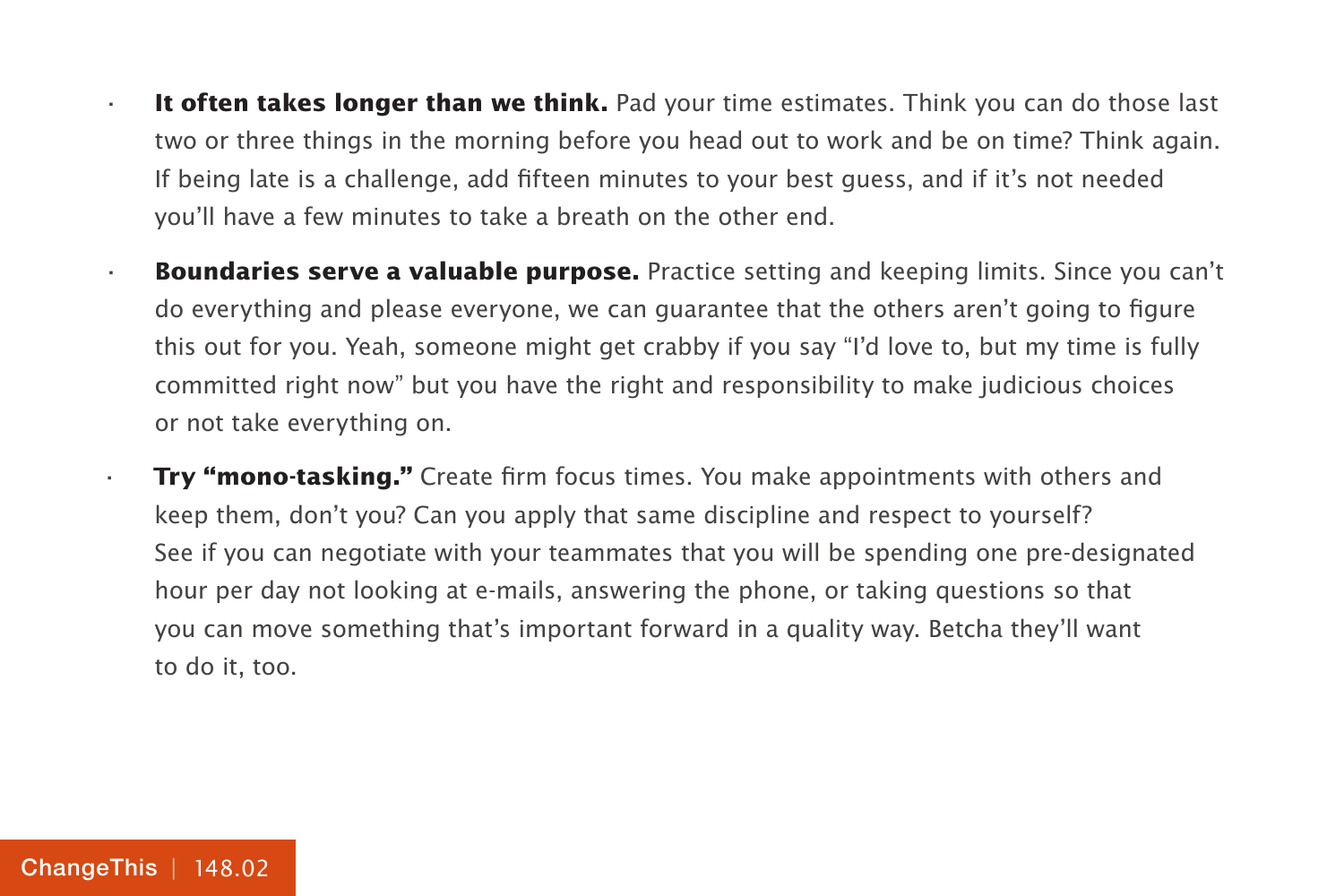- **It often takes longer than we think.** Pad your time estimates. Think you can do those last two or three things in the morning before you head out to work and be on time? Think again. If being late is a challenge, add fifteen minutes to your best guess, and if it's not needed you'll have a few minutes to take a breath on the other end.
- **Boundaries serve a valuable purpose.** Practice setting and keeping limits. Since you can't do everything and please everyone, we can guarantee that the others aren't going to figure this out for you. Yeah, someone might get crabby if you say "I'd love to, but my time is fully committed right now" but you have the right and responsibility to make judicious choices or not take everything on.
- **Try "mono-tasking."** Create firm focus times. You make appointments with others and keep them, don't you? Can you apply that same discipline and respect to yourself? See if you can negotiate with your teammates that you will be spending one pre-designated hour per day not looking at e-mails, answering the phone, or taking questions so that you can move something that's important forward in a quality way. Betcha they'll want to do it, too.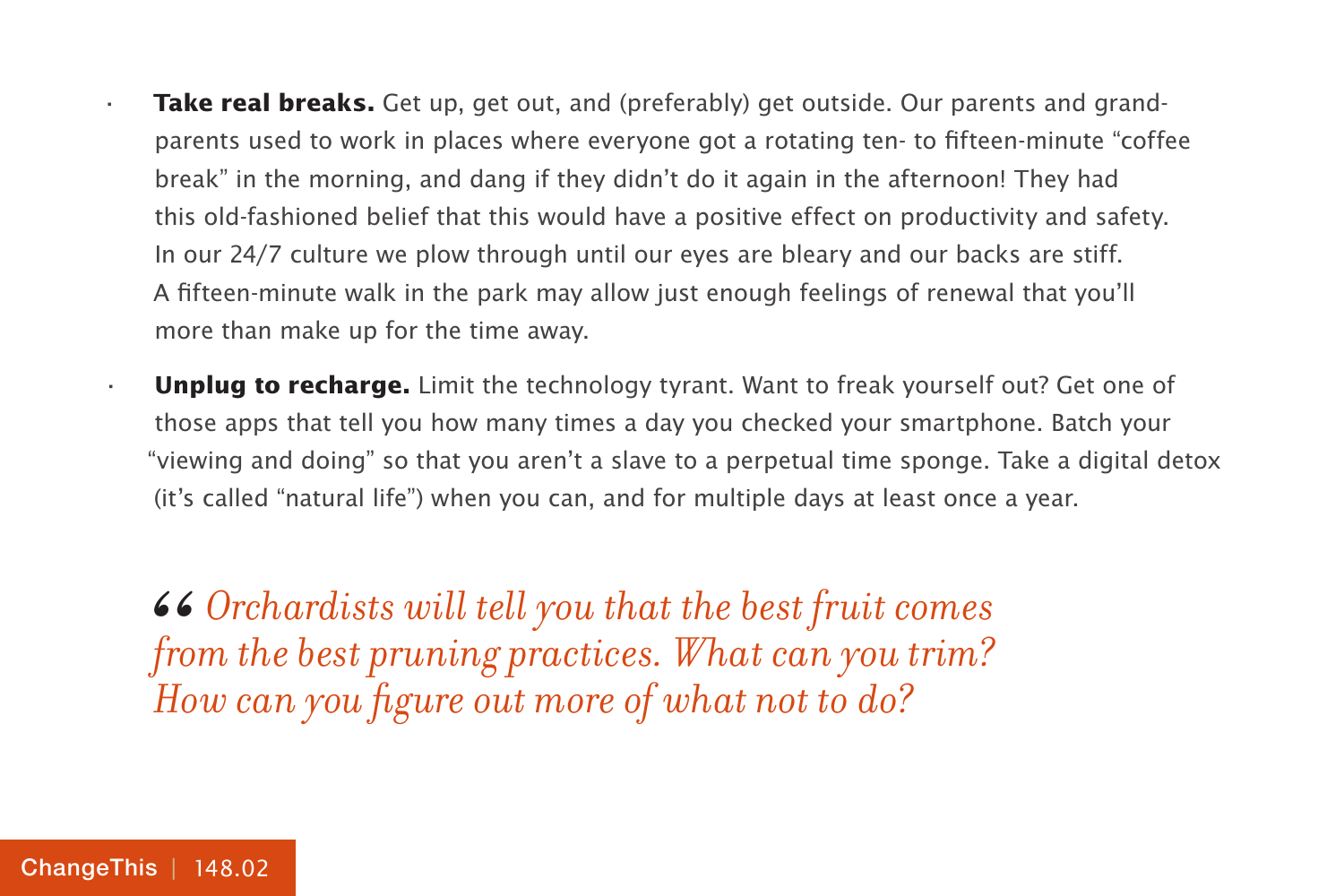- **Take real breaks.** Get up, get out, and (preferably) get outside. Our parents and grandparents used to work in places where everyone got a rotating ten- to fifteen-minute "coffee break" in the morning, and dang if they didn't do it again in the afternoon! They had this old-fashioned belief that this would have a positive effect on productivity and safety. In our 24/7 culture we plow through until our eyes are bleary and our backs are stiff. A fifteen-minute walk in the park may allow just enough feelings of renewal that you'll more than make up for the time away.
- **Unplug to recharge.** Limit the technology tyrant. Want to freak yourself out? Get one of those apps that tell you how many times a day you checked your smartphone. Batch your "viewing and doing" so that you aren't a slave to a perpetual time sponge. Take a digital detox (it's called "natural life") when you can, and for multiple days at least once a year.

> *" Orchardists will tell you that the best fruit comes from the best pruning practices. What can you trim? How can you figure out more of what not to do?*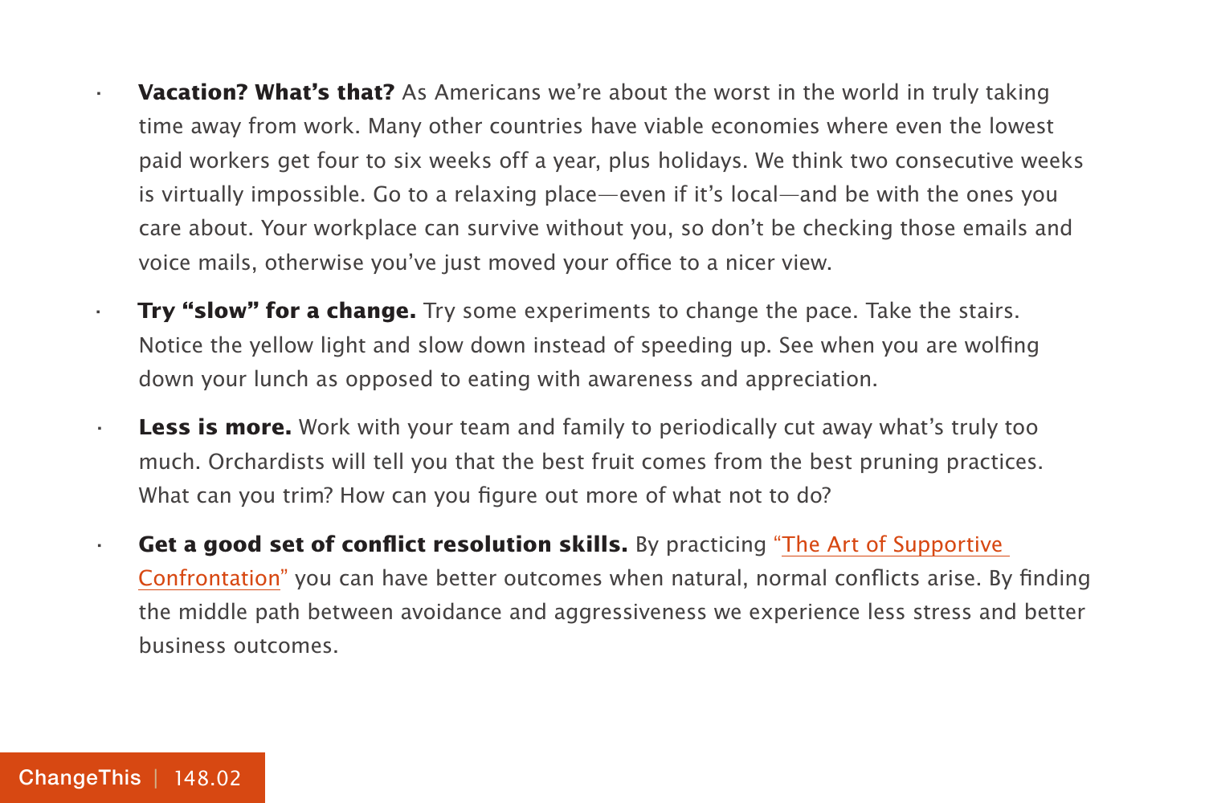- **Vacation? What's that?** As Americans we're about the worst in the world in truly taking time away from work. Many other countries have viable economies where even the lowest paid workers get four to six weeks off a year, plus holidays. We think two consecutive weeks is virtually impossible. Go to a relaxing place—even if it's local—and be with the ones you care about. Your workplace can survive without you, so don't be checking those emails and voice mails, otherwise you've just moved your office to a nicer view.

- **Try "slow" for a change.** Try some experiments to change the pace. Take the stairs. Notice the yellow light and slow down instead of speeding up. See when you are wolfing down your lunch as opposed to eating with awareness and appreciation.

- **Less is more.** Work with your team and family to periodically cut away what's truly too much. Orchardists will tell you that the best fruit comes from the best pruning practices. What can you trim? How can you figure out more of what not to do?

- **Get a good set of conflict resolution skills.** By practicing "The Art of Supportive Confrontation" you can have better outcomes when natural, normal conflicts arise. By finding the middle path between avoidance and aggressiveness we experience less stress and better business outcomes.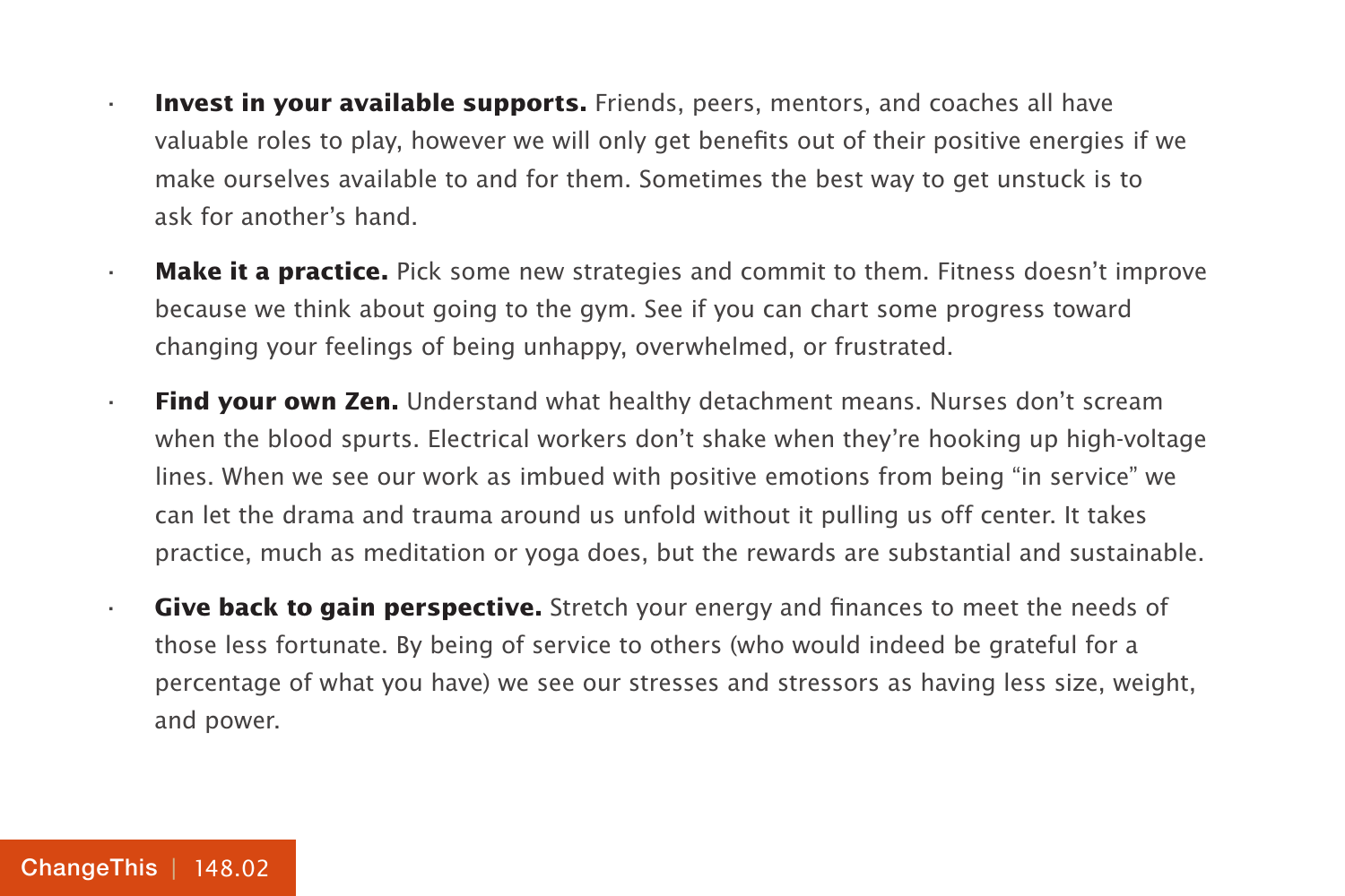- **Invest in your available supports.** Friends, peers, mentors, and coaches all have valuable roles to play, however we will only get benefits out of their positive energies if we make ourselves available to and for them. Sometimes the best way to get unstuck is to ask for another's hand.
- **Make it a practice.** Pick some new strategies and commit to them. Fitness doesn't improve because we think about going to the gym. See if you can chart some progress toward changing your feelings of being unhappy, overwhelmed, or frustrated.
- **Find your own Zen.** Understand what healthy detachment means. Nurses don't scream when the blood spurts. Electrical workers don't shake when they're hooking up high-voltage lines. When we see our work as imbued with positive emotions from being "in service" we can let the drama and trauma around us unfold without it pulling us off center. It takes practice, much as meditation or yoga does, but the rewards are substantial and sustainable.
- **Give back to gain perspective.** Stretch your energy and finances to meet the needs of those less fortunate. By being of service to others (who would indeed be grateful for a percentage of what you have) we see our stresses and stressors as having less size, weight, and power.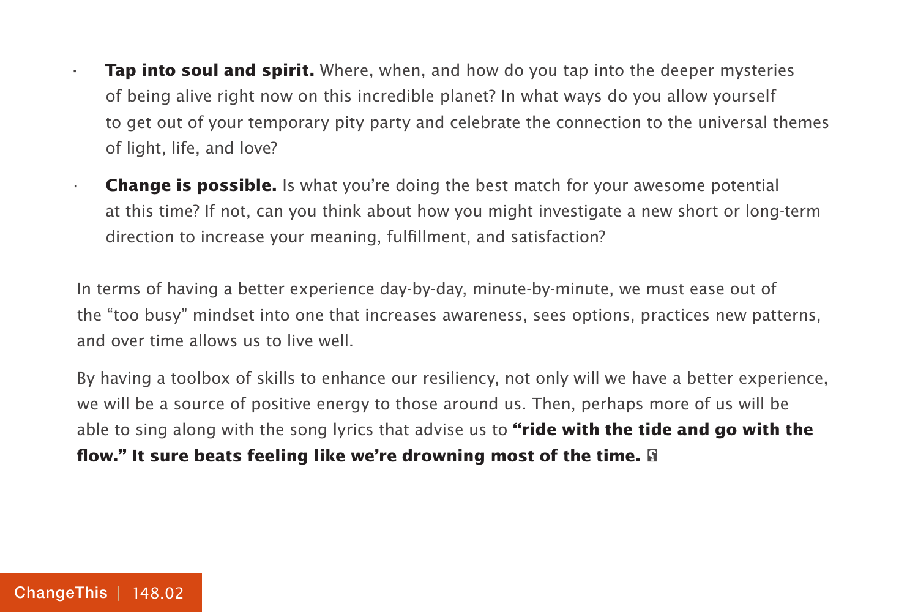- **Tap into soul and spirit.** Where, when, and how do you tap into the deeper mysteries of being alive right now on this incredible planet? In what ways do you allow yourself to get out of your temporary pity party and celebrate the connection to the universal themes of light, life, and love?
- **Change is possible.** Is what you're doing the best match for your awesome potential at this time? If not, can you think about how you might investigate a new short or long-term direction to increase your meaning, fulfillment, and satisfaction?

In terms of having a better experience day-by-day, minute-by-minute, we must ease out of the "too busy" mindset into one that increases awareness, sees options, practices new patterns, and over time allows us to live well.

By having a toolbox of skills to enhance our resiliency, not only will we have a better experience, we will be a source of positive energy to those around us. Then, perhaps more of us will be able to sing along with the song lyrics that advise us to **"ride with the tide and go with the flow." It sure beats feeling like we're drowning most of the time.**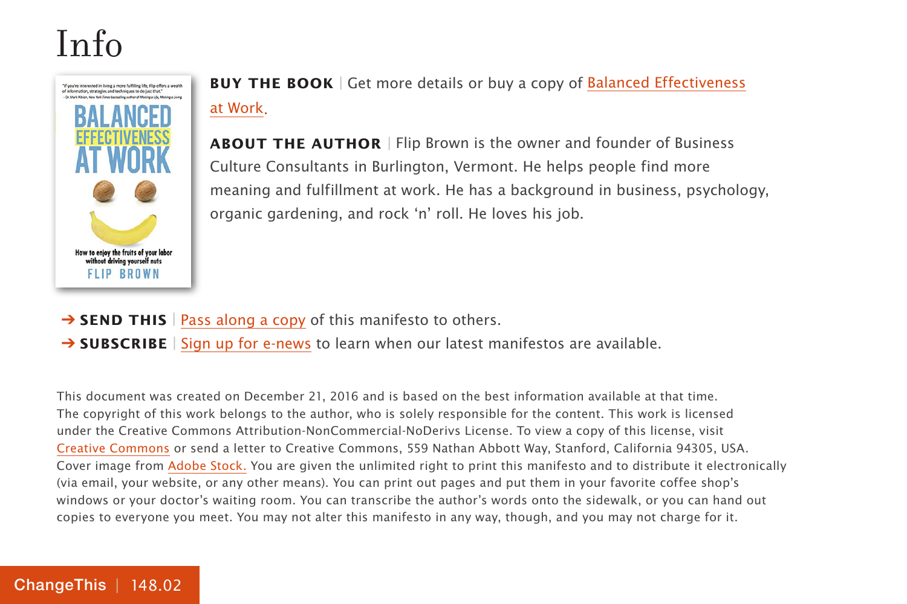# Info

**BUY THE BOOK** | Get more details or buy a copy of Balanced Effectiveness at Work.

**ABOUT THE AUTHOR** | Flip Brown is the owner and founder of Business Culture Consultants in Burlington, Vermont. He helps people find more meaning and fulfillment at work. He has a background in business, psychology, organic gardening, and rock 'n' roll. He loves his job.

→ **SEND THIS** | Pass along a copy of this manifesto to others.

→ **SUBSCRIBE** | Sign up for e-news to learn when our latest manifestos are available.

This document was created on December 21, 2016 and is based on the best information available at that time. The copyright of this work belongs to the author, who is solely responsible for the content. This work is licensed under the Creative Commons Attribution-NonCommercial-NoDerivs License. To view a copy of this license, visit Creative Commons or send a letter to Creative Commons, 559 Nathan Abbott Way, Stanford, California 94305, USA. Cover image from Adobe Stock. You are given the unlimited right to print this manifesto and to distribute it electronically (via email, your website, or any other means). You can print out pages and put them in your favorite coffee shop's windows or your doctor's waiting room. You can transcribe the author's words onto the sidewalk, or you can hand out copies to everyone you meet. You may not alter this manifesto in any way, though, and you may not charge for it.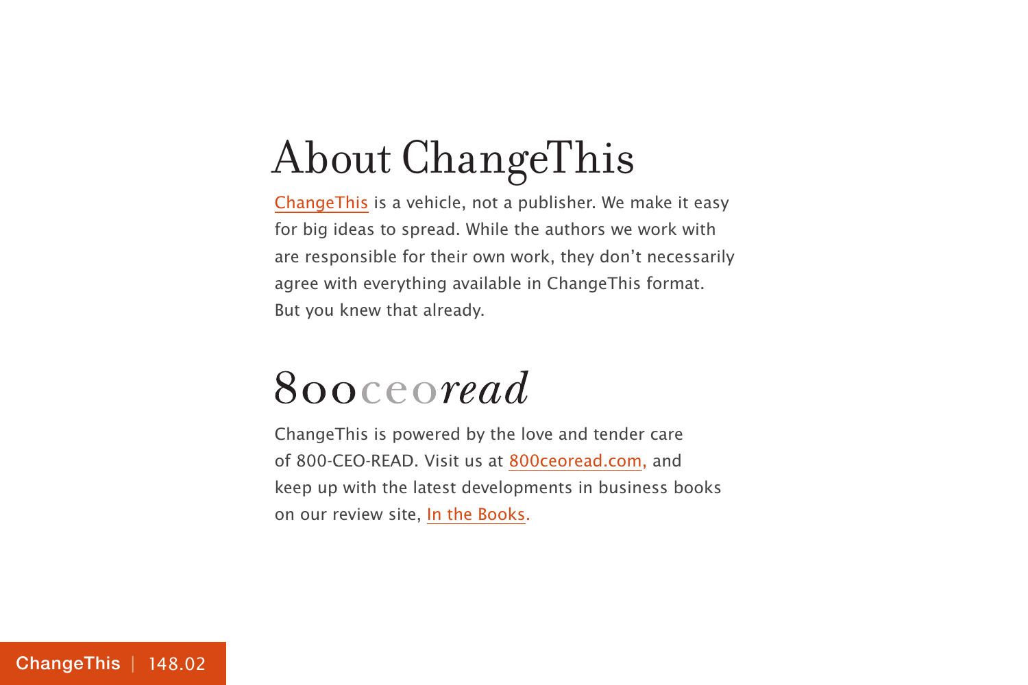# About ChangeThis

ChangeThis is a vehicle, not a publisher. We make it easy for big ideas to spread. While the authors we work with are responsible for their own work, they don't necessarily agree with everything available in ChangeThis format. But you knew that already.

# 800ceoread

ChangeThis is powered by the love and tender care of 800-CEO-READ. Visit us at 800ceoread.com, and keep up with the latest developments in business books on our review site, In the Books.